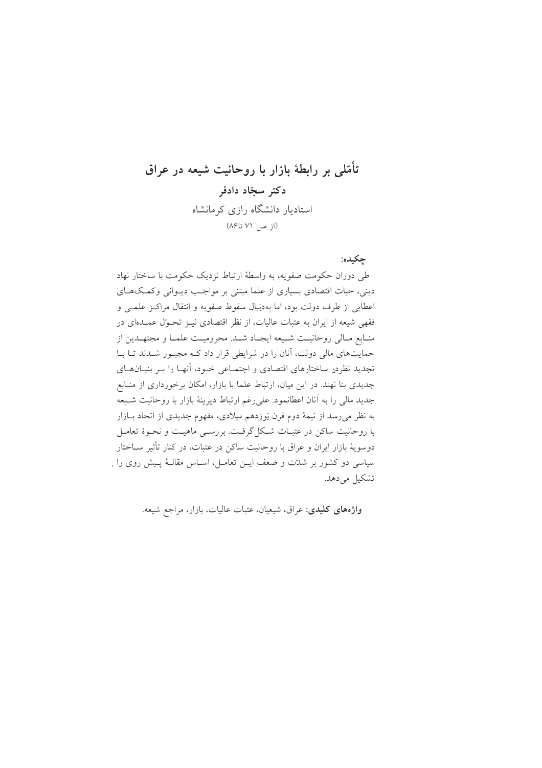# تأمّلی بر رابطهٔ بازار با روحانیت شیعه در عراق

**دکتر سجّاد دادفر**

استادیار دانشگاه رازی کرمانشاه

(از ص ۷۱ تا۸۶)

**چکیده:**

طی دوران حکومت صفویه، به واسطهٔ ارتباط نزدیک حکومت با ساختار نهاد دینی، حیات اقتصادی بسیاری از علما مبتنی بر مواجب دیوانی وکمک‌های اعطایی از طرف دولت بود، اما به‌دنبال سقوط صفویه و انتقال مراکز علمی و فقهی شیعه از ایران به عتبات عالیات، از نظر اقتصادی نیز تحوّل عمده‌ای در منابع مالی روحانیت شیعه ایجاد شد. محرومیت علما و مجتهدین از حمایت‌های مالی دولت، آنان را در شرایطی قرار داد که مجبور شدند تا با تجدید نظردر ساختارهای اقتصادی و اجتماعی خود، آنها را بر بنیان‌های جدیدی بنا نهند. در این میان، ارتباط علما با بازار، امکان برخورداری از منابع جدید مالی را به آنان اعطانمود. علی‌رغم ارتباط دیرینهٔ بازار با روحانیت شیعه به نظر می‌رسد از نیمهٔ دوم قرن نوزدهم میلادی، مفهوم جدیدی از اتحاد بازار با روحانیت ساکن در عتبات شکل‌گرفت. بررسی ماهیت و نحوهٔ تعامل دوسویهٔ بازار ایران و عراق با روحانیت ساکن در عتبات، در کنار تأثیر ساختار سیاسی دو کشور بر شدّت و ضعف این تعامل، اساس مقالهٔ پیش روی را . تشکیل می‌دهد.

**واژه‌های کلیدی:** عراق، شیعیان، عتبات عالیات، بازار، مراجع شیعه.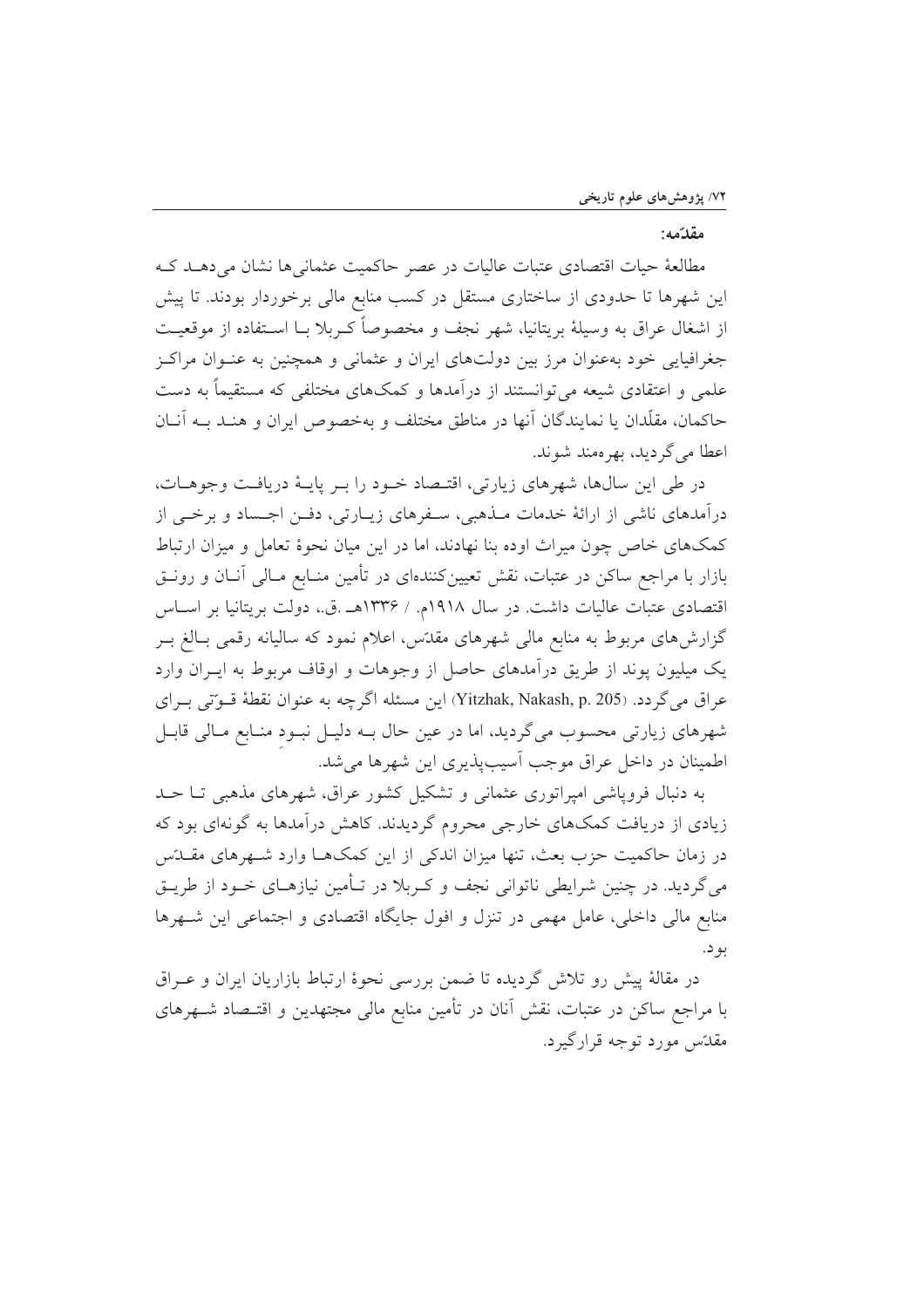## مقدّمه:

مطالعهٔ حیات اقتصادی عتبات عالیات در عصر حاکمیت عثمانی‌ها نشان می‌دهد که این شهرها تا حدودی از ساختاری مستقل در کسب منابع مالی برخوردار بودند. تا پیش از اشغال عراق به وسیلهٔ بریتانیا، شهر نجف و مخصوصاً کربلا با استفاده از موقعیت جغرافیایی خود به‌عنوان مرز بین دولت‌های ایران و عثمانی و همچنین به عنوان مراکز علمی و اعتقادی شیعه می‌توانستند از درآمدها و کمک‌های مختلفی که مستقیماً به دست حاکمان، مقلّدان یا نمایندگان آنها در مناطق مختلف و به‌خصوص ایران و هند به آنان اعطا می‌گردید، بهره‌مند شوند.

در طی این سال‌ها، شهرهای زیارتی، اقتصاد خود را بر پایهٔ دریافت وجوهات، درآمدهای ناشی از ارائهٔ خدمات مذهبی، سفرهای زیارتی، دفن اجساد و برخی از کمک‌های خاص چون میراث اوده بنا نهادند، اما در این میان نحوهٔ تعامل و میزان ارتباط بازار با مراجع ساکن در عتبات، نقش تعیین‌کننده‌ای در تأمین منابع مالی آنان و رونق اقتصادی عتبات عالیات داشت. در سال ۱۹۱۸م. / ۱۳۳۶هـ .ق.، دولت بریتانیا بر اساس گزارش‌های مربوط به منابع مالی شهرهای مقدّس، اعلام نمود که سالیانه رقمی بالغ بر یک میلیون پوند از طریق درآمدهای حاصل از وجوهات و اوقاف مربوط به ایران وارد عراق می‌گردد. (Yitzhak, Nakash, p. 205) این مسئله اگرچه به عنوان نقطهٔ قوّتی برای شهرهای زیارتی محسوب می‌گردید، اما در عین حال به دلیل نبودِ منابع مالی قابل اطمینان در داخل عراق موجب آسیب‌پذیری این شهرها می‌شد.

به دنبال فروپاشی امپراتوری عثمانی و تشکیل کشور عراق، شهرهای مذهبی تا حد زیادی از دریافت کمک‌های خارجی محروم گردیدند. کاهش درآمدها به گونه‌ای بود که در زمان حاکمیت حزب بعث، تنها میزان اندکی از این کمک‌ها وارد شهرهای مقدّس می‌گردید. در چنین شرایطی ناتوانی نجف و کربلا در تأمین نیازهای خود از طریق منابع مالی داخلی، عامل مهمی در تنزل و افول جایگاه اقتصادی و اجتماعی این شهرها بود.

در مقالهٔ پیش رو تلاش گردیده تا ضمن بررسی نحوهٔ ارتباط بازاریان ایران و عراق با مراجع ساکن در عتبات، نقش آنان در تأمین منابع مالی مجتهدین و اقتصاد شهرهای مقدّس مورد توجه قرارگیرد.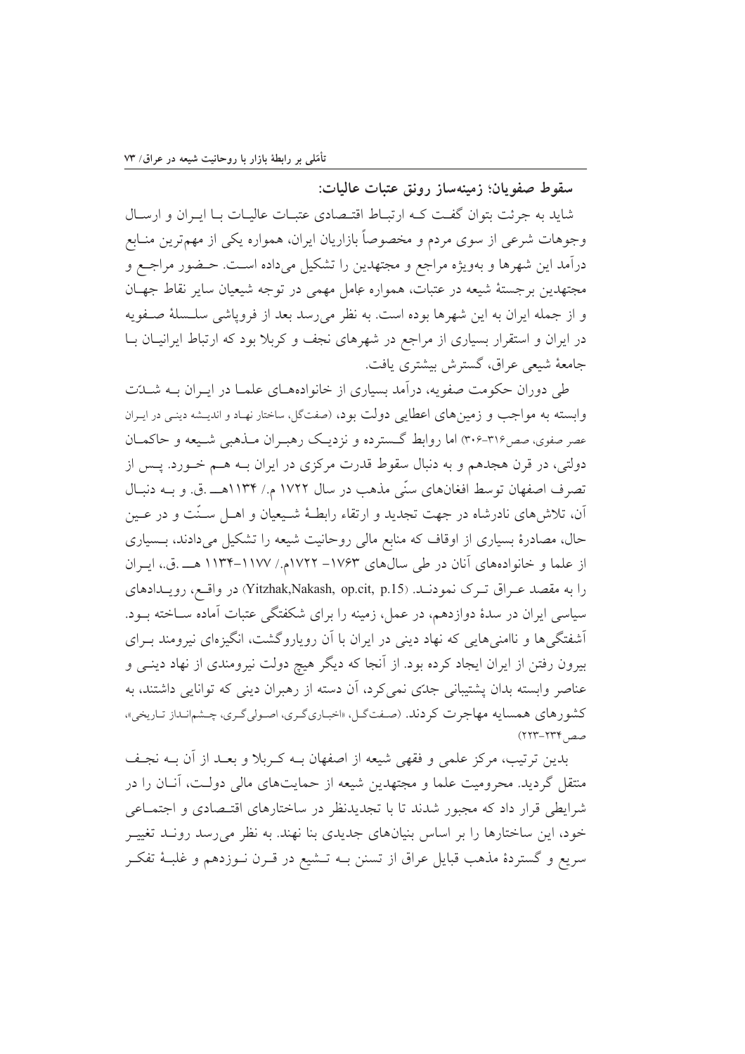## سقوط صفویان؛ زمینه‌ساز رونق عتبات عالیات:

شاید به جرئت بتوان گفت کـه ارتبـاط اقتـصادی عتبـات عالیـات بـا ایـران و ارسـال وجوهات شرعی از سوی مردم و مخصوصاً بازاریان ایران، همواره یکی از مهم‌ترین منـابع درآمد این شهرها و به‌ویژه مراجع و مجتهدین را تشکیل می‌داده اسـت. حـضور مراجـع و مجتهدین برجستهٔ شیعه در عتبات، همواره عامل مهمی در توجه شیعیان سایر نقاط جهـان و از جمله ایران به این شهرها بوده است. به نظر می‌رسد بعد از فروپاشی سلـسلهٔ صـفویه در ایران و استقرار بسیاری از مراجع در شهرهای نجف و کربلا بود که ارتباط ایرانیـان بـا جامعهٔ شیعی عراق، گسترش بیشتری یافت.

طی دوران حکومت صفویه، درآمد بسیاری از خانواده‌هـای علمـا در ایـران بـه شـدّت وابسته به مواجب و زمین‌های اعطایی دولت بود، (صفت‌گل، ساختار نهـاد و اندیـشه دینـی در ایـران عصر صفوی، صص۳۱۶-۳۰۶) اما روابط گـسترده و نزدیـک رهبـران مـذهبی شـیعه و حاکمـان دولتی، در قرن هجدهم و به دنبال سقوط قدرت مرکزی در ایران بـه هـم خـورد. پـس از تصرف اصفهان توسط افغان‌های سنّی مذهب در سال ۱۷۲۲ م./ ۱۱۳۴هـ .ق. و بـه دنبـال آن، تلاش‌های نادرشاه در جهت تجدید و ارتقاء رابطـهٔ شـیعیان و اهـل سـنّت و در عـین حال، مصادرهٔ بسیاری از اوقاف که منابع مالی روحانیت شیعه را تشکیل می‌دادند، بـسیاری از علما و خانواده‌های آنان در طی سال‌های ۱۷۶۳– ۱۷۲۲م./ ۱۱۷۷–۱۱۳۴ هـ .ق.، ایـران را به مقصد عـراق تـرک نمودنـد. (Yitzhak,Nakash, op.cit, p.15) در واقـع، رویـدادهای سیاسی ایران در سدهٔ دوازدهم، در عمل، زمینه را برای شکفتگی عتبات آماده سـاخته بـود. آشفتگی‌ها و ناامنی‌هایی که نهاد دینی در ایران با آن رویاروگشت، انگیزه‌ای نیرومند بـرای بیرون رفتن از ایران ایجاد کرده بود. از آنجا که دیگر هیچ دولت نیرومندی از نهاد دینـی و عناصر وابسته بدان پشتیبانی جدّی نمی‌کرد، آن دسته از رهبران دینی که توانایی داشتند، به کشورهای همسایه مهاجرت کردند. (صـفت‌گـل، «اخبـاری‌گـری، اصـولی‌گـری، چـشم‌انـداز تـاریخی»، صص۲۳۴-۲۲۳)

بدین ترتیب، مرکز علمی و فقهی شیعه از اصفهان بـه کـربلا و بعـد از آن بـه نجـف منتقل گردید. محرومیت علما و مجتهدین شیعه از حمایت‌های مالی دولـت، آنـان را در شرایطی قرار داد که مجبور شدند تا با تجدیدنظر در ساختارهای اقتـصادی و اجتمـاعی خود، این ساختارها را بر اساس بنیان‌های جدیدی بنا نهند. به نظر می‌رسد رونـد تغییـر سریع و گستردهٔ مذهب قبایل عراق از تسنن بـه تـشیع در قـرن نـوزدهم و غلبـهٔ تفکـر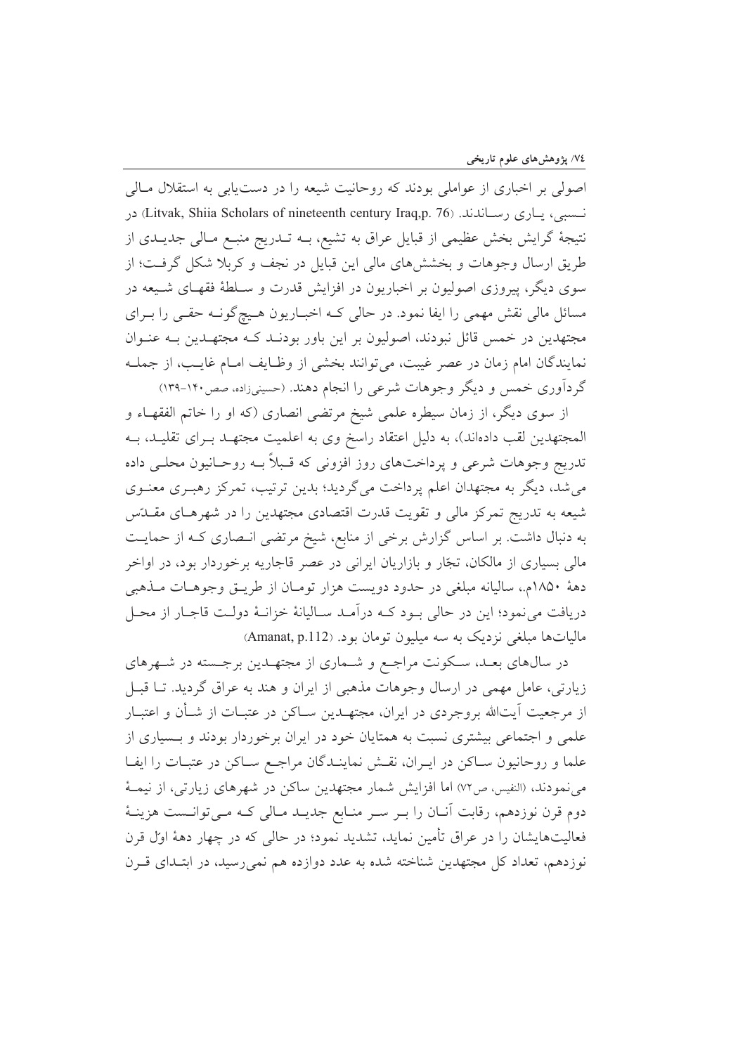اصولی بر اخباری از عواملی بودند که روحانیت شیعه را در دست‌یابی به استقلال مالی نسبی، یاری رساندند. (Litvak, Shiia Scholars of nineteenth century Iraq,p. 76) در نتیجهٔ گرایش بخش عظیمی از قبایل عراق به تشیع، به تدریج منبع مالی جدیدی از طریق ارسال وجوهات و بخشش‌های مالی این قبایل در نجف و کربلا شکل گرفت؛ از سوی دیگر، پیروزی اصولیون بر اخباریون در افزایش قدرت و سلطهٔ فقهای شیعه در مسائل مالی نقش مهمی را ایفا نمود. در حالی که اخباریون هیچ‌گونه حقی را برای مجتهدین در خمس قائل نبودند، اصولیون بر این باور بودند که مجتهدین به عنوان نمایندگان امام زمان در عصر غیبت، می‌توانند بخشی از وظایف امام غایب، از جمله گردآوری خمس و دیگر وجوهات شرعی را انجام دهند. (حسینی‌زاده، صص۱۴۰-۱۳۹)

از سوی دیگر، از زمان سیطره علمی شیخ مرتضی انصاری (که او را خاتم الفقهاء و المجتهدین لقب داده‌اند)، به دلیل اعتقاد راسخ وی به اعلمیت مجتهد برای تقلید، به تدریج وجوهات شرعی و پرداخت‌های روز افزونی که قبلاً به روحانیون محلی داده می‌شد، دیگر به مجتهدان اعلم پرداخت می‌گردید؛ بدین ترتیب، تمرکز رهبری معنوی شیعه به تدریج تمرکز مالی و تقویت قدرت اقتصادی مجتهدین را در شهرهای مقدّس به دنبال داشت. بر اساس گزارش برخی از منابع، شیخ مرتضی انصاری که از حمایت مالی بسیاری از مالکان، تجّار و بازاریان ایرانی در عصر قاجاریه برخوردار بود، در اواخر دههٔ ۱۸۵۰م.، سالیانه مبلغی در حدود دویست هزار تومان از طریق وجوهات مذهبی دریافت می‌نمود؛ این در حالی بود که درآمد سالیانهٔ خزانهٔ دولت قاجار از محل مالیات‌ها مبلغی نزدیک به سه میلیون تومان بود. (Amanat, p.112)

در سال‌های بعد، سکونت مراجع و شماری از مجتهدین برجسته در شهرهای زیارتی، عامل مهمی در ارسال وجوهات مذهبی از ایران و هند به عراق گردید. تا قبل از مرجعیت آیت‌الله بروجردی در ایران، مجتهدین ساکن در عتبات از شأن و اعتبار علمی و اجتماعی بیشتری نسبت به همتایان خود در ایران برخوردار بودند و بسیاری از علما و روحانیون ساکن در ایران، نقش نمایندگان مراجع ساکن در عتبات را ایفا می‌نمودند، (النفیس، ص۷۲) اما افزایش شمار مجتهدین ساکن در شهرهای زیارتی، از نیمهٔ دوم قرن نوزدهم، رقابت آنان را بر سر منابع جدید مالی که می‌توانست هزینهٔ فعالیت‌هایشان را در عراق تأمین نماید، تشدید نمود؛ در حالی که در چهار دههٔ اوّل قرن نوزدهم، تعداد کل مجتهدین شناخته شده به عدد دوازده هم نمی‌رسید، در ابتدای قرن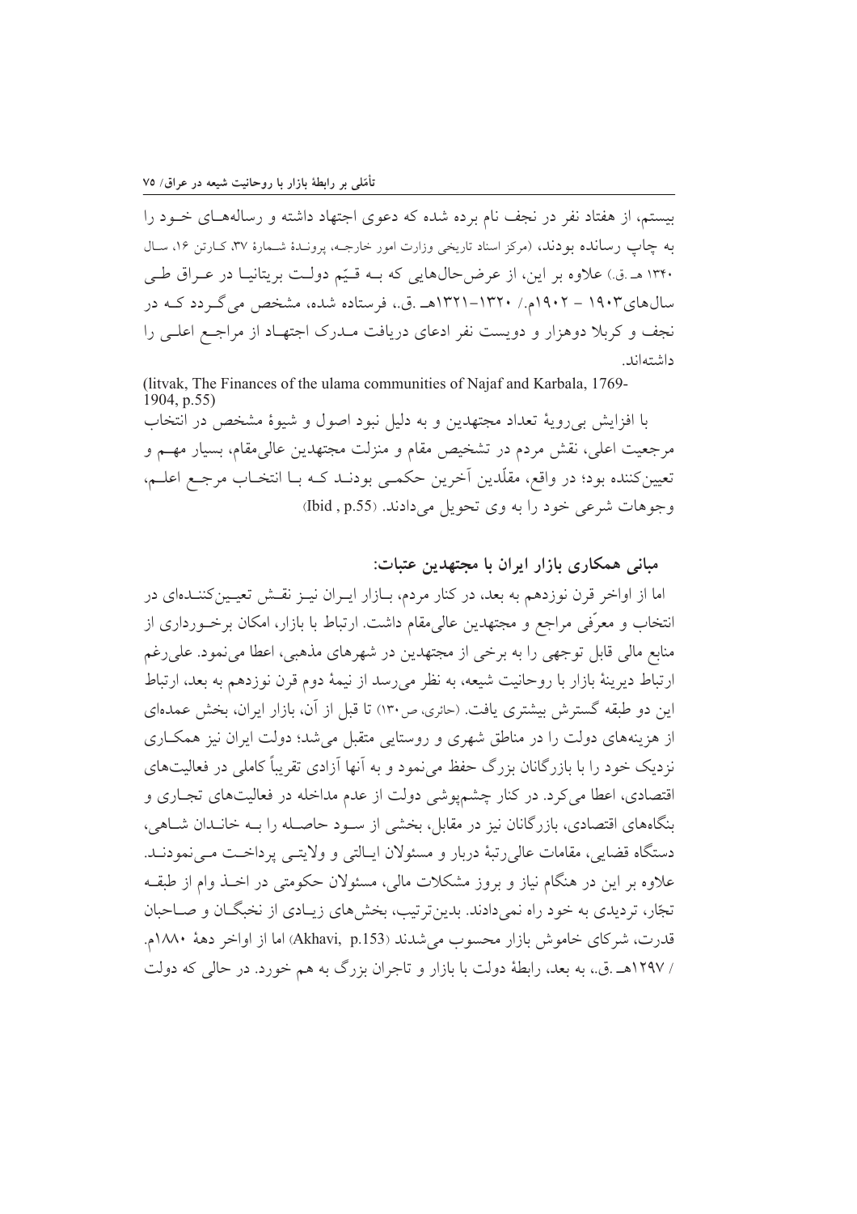بیستم، از هفتاد نفر در نجف نام برده شده که دعوی اجتهاد داشته و رساله‌های خـود را به چاپ رسانده بودند، (مرکز اسناد تاریخی وزارت امور خارجـه، پرونـدۀ شـمارۀ ۳۷، کـارتن ۱۶، سـال ۱۳۴۰ هـ.ق.) علاوه بر این، از عرض‌حال‌هایی که بـه قـیّم دولـت بریتانیـا در عـراق طـی سال‌های۱۹۰۳ – ۱۹۰۲م./ ۱۳۲۰–۱۳۲۱هـ.ق.، فرستاده شده، مشخص می‌گـردد کـه در نجف و کربلا دوهزار و دویست نفر ادعای دریافت مـدرک اجتهـاد از مراجـع اعلـی را داشته‌اند.

(litvak, The Finances of the ulama communities of Najaf and Karbala, 1769-1904, p.55)

با افزایش بی‌رویۀ تعداد مجتهدین و به دلیل نبود اصول و شیوۀ مشخص در انتخاب مرجعیت اعلی، نقش مردم در تشخیص مقام و منزلت مجتهدین عالی‌مقام، بسیار مهـم و تعیین‌کننده بود؛ در واقع، مقلّدین آخرین حکمـی بودنـد کـه بـا انتخـاب مرجـع اعلـم، وجوهات شرعی خود را به وی تحویل می‌دادند. (Ibid , p.55)

## مبانی همکاری بازار ایران با مجتهدین عتبات:

اما از اواخر قرن نوزدهم به بعد، در کنار مردم، بـازار ایـران نیـز نقـش تعیـین‌کننـده‌ای در انتخاب و معرّفی مراجع و مجتهدین عالی‌مقام داشت. ارتباط با بازار، امکان برخـورداری از منابع مالی قابل توجهی را به برخی از مجتهدین در شهرهای مذهبی، اعطا می‌نمود. علی‌رغم ارتباط دیرینۀ بازار با روحانیت شیعه، به نظر می‌رسد از نیمۀ دوم قرن نوزدهم به بعد، ارتباط این دو طبقه گسترش بیشتری یافت. (حائری، ص۱۳۰) تا قبل از آن، بازار ایران، بخش عمده‌ای از هزینه‌های دولت را در مناطق شهری و روستایی متقبل می‌شد؛ دولت ایران نیز همکـاری نزدیک خود را با بازرگانان بزرگ حفظ می‌نمود و به آنها آزادی تقریباً کاملی در فعالیت‌های اقتصادی، اعطا می‌کرد. در کنار چشم‌پوشی دولت از عدم مداخله در فعالیت‌های تجـاری و بنگاه‌های اقتصادی، بازرگانان نیز در مقابل، بخشی از سـود حاصـله را بـه خانـدان شـاهی، دستگاه قضایی، مقامات عالی‌رتبۀ دربار و مسئولان ایـالتی و ولایتـی پرداخـت مـی‌نمودنـد. علاوه بر این در هنگام نیاز و بروز مشکلات مالی، مسئولان حکومتی در اخـذ وام از طبقـه تجّار، تردیدی به خود راه نمی‌دادند. بدین‌ترتیب، بخش‌های زیـادی از نخبگـان و صـاحبان قدرت، شرکای خاموش بازار محسوب می‌شدند (Akhavi, p.153) اما از اواخر دهۀ ۱۸۸۰م. / ۱۲۹۷هـ.ق.، به بعد، رابطۀ دولت با بازار و تاجران بزرگ به هم خورد. در حالی که دولت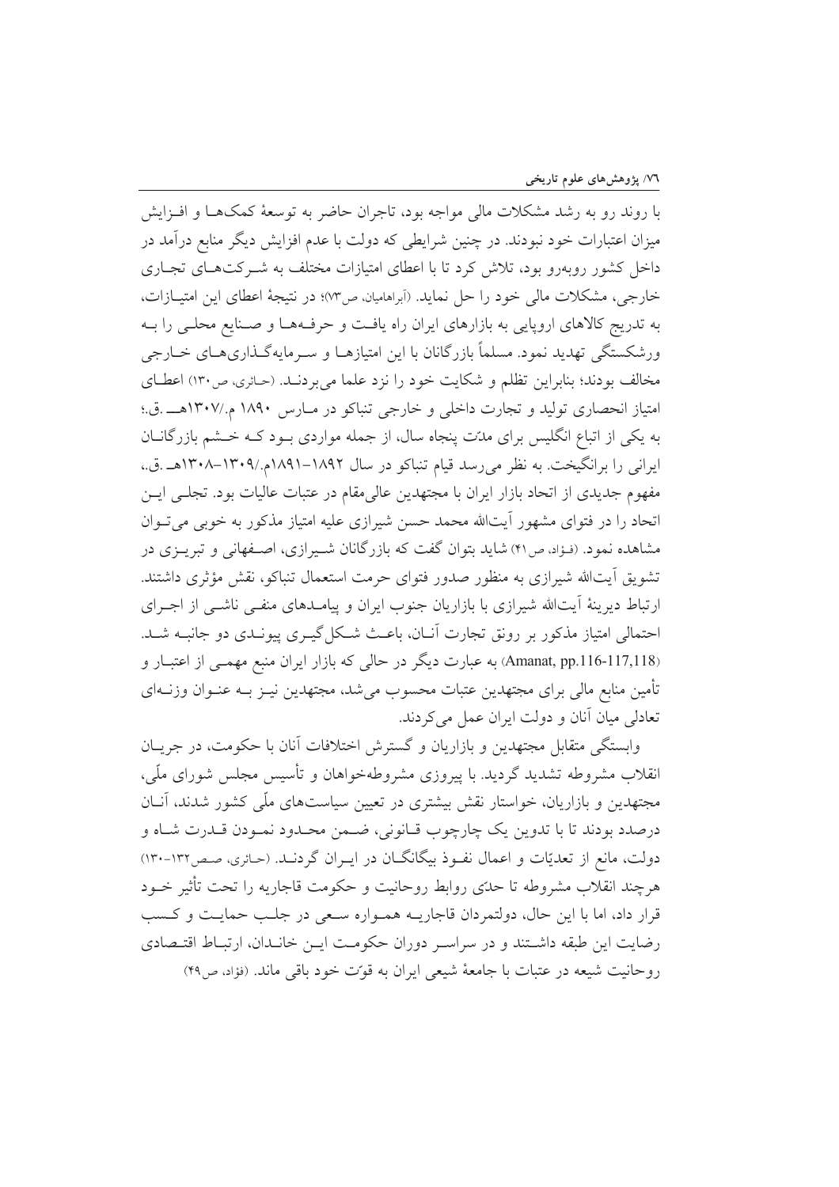با روند رو به رشد مشکلات مالی مواجه بود، تاجران حاضر به توسعهٔ کمک‌ها و افزایش میزان اعتبارات خود نبودند. در چنین شرایطی که دولت با عدم افزایش دیگر منابع درآمد در داخل کشور روبه‌رو بود، تلاش کرد تا با اعطای امتیازات مختلف به شرکت‌های تجاری خارجی، مشکلات مالی خود را حل نماید. (آبراهامیان، ص۷۳)؛ در نتیجهٔ اعطای این امتیازات، به تدریج کالاهای اروپایی به بازارهای ایران راه یافت و حرفه‌ها و صنایع محلی را به ورشکستگی تهدید نمود. مسلماً بازرگانان با این امتیازها و سرمایه‌گذاری‌های خارجی مخالف بودند؛ بنابراین تظلم و شکایت خود را نزد علما می‌بردند. (حائری، ص۱۳۰) اعطای امتیاز انحصاری تولید و تجارت داخلی و خارجی تنباکو در مارس ۱۸۹۰ م./۱۳۰۷هـ .ق.؛ به یکی از اتباع انگلیس برای مدّت پنجاه سال، از جمله مواردی بود که خشم بازرگانان ایرانی را برانگیخت. به نظر می‌رسد قیام تنباکو در سال ۱۸۹۲–۱۸۹۱م./۱۳۰۹–۱۳۰۸هـ .ق.، مفهوم جدیدی از اتحاد بازار ایران با مجتهدین عالی‌مقام در عتبات عالیات بود. تجلی این اتحاد را در فتوای مشهور آیت‌الله محمد حسن شیرازی علیه امتیاز مذکور به خوبی می‌توان مشاهده نمود. (فؤاد، ص۴۱) شاید بتوان گفت که بازرگانان شیرازی، اصفهانی و تبریزی در تشویق آیت‌الله شیرازی به منظور صدور فتوای حرمت استعمال تنباکو، نقش مؤثری داشتند. ارتباط دیرینهٔ آیت‌الله شیرازی با بازاریان جنوب ایران و پیامدهای منفی ناشی از اجرای احتمالی امتیاز مذکور بر رونق تجارت آنان، باعث شکل‌گیری پیوندی دو جانبه شد. (Amanat, pp.116-117,118) به عبارت دیگر در حالی که بازار ایران منبع مهمی از اعتبار و تأمین منابع مالی برای مجتهدین عتبات محسوب می‌شد، مجتهدین نیز به عنوان وزنه‌ای تعادلی میان آنان و دولت ایران عمل می‌کردند.

وابستگی متقابل مجتهدین و بازاریان و گسترش اختلافات آنان با حکومت، در جریان انقلاب مشروطه تشدید گردید. با پیروزی مشروطه‌خواهان و تأسیس مجلس شورای ملّی، مجتهدین و بازاریان، خواستار نقش بیشتری در تعیین سیاست‌های ملّی کشور شدند، آنان درصدد بودند تا با تدوین یک چارچوب قانونی، ضمن محدود نمودن قدرت شاه و دولت، مانع از تعدّیات و اعمال نفوذ بیگانگان در ایران گردند. (حائری، صص۱۳۲-۱۳۰) هرچند انقلاب مشروطه تا حدّی روابط روحانیت و حکومت قاجاریه را تحت تأثیر خود قرار داد، اما با این حال، دولتمردان قاجاریه همواره سعی در جلب حمایت و کسب رضایت این طبقه داشتند و در سراسر دوران حکومت این خاندان، ارتباط اقتصادی روحانیت شیعه در عتبات با جامعهٔ شیعی ایران به قوّت خود باقی ماند. (فؤاد، ص۴۹)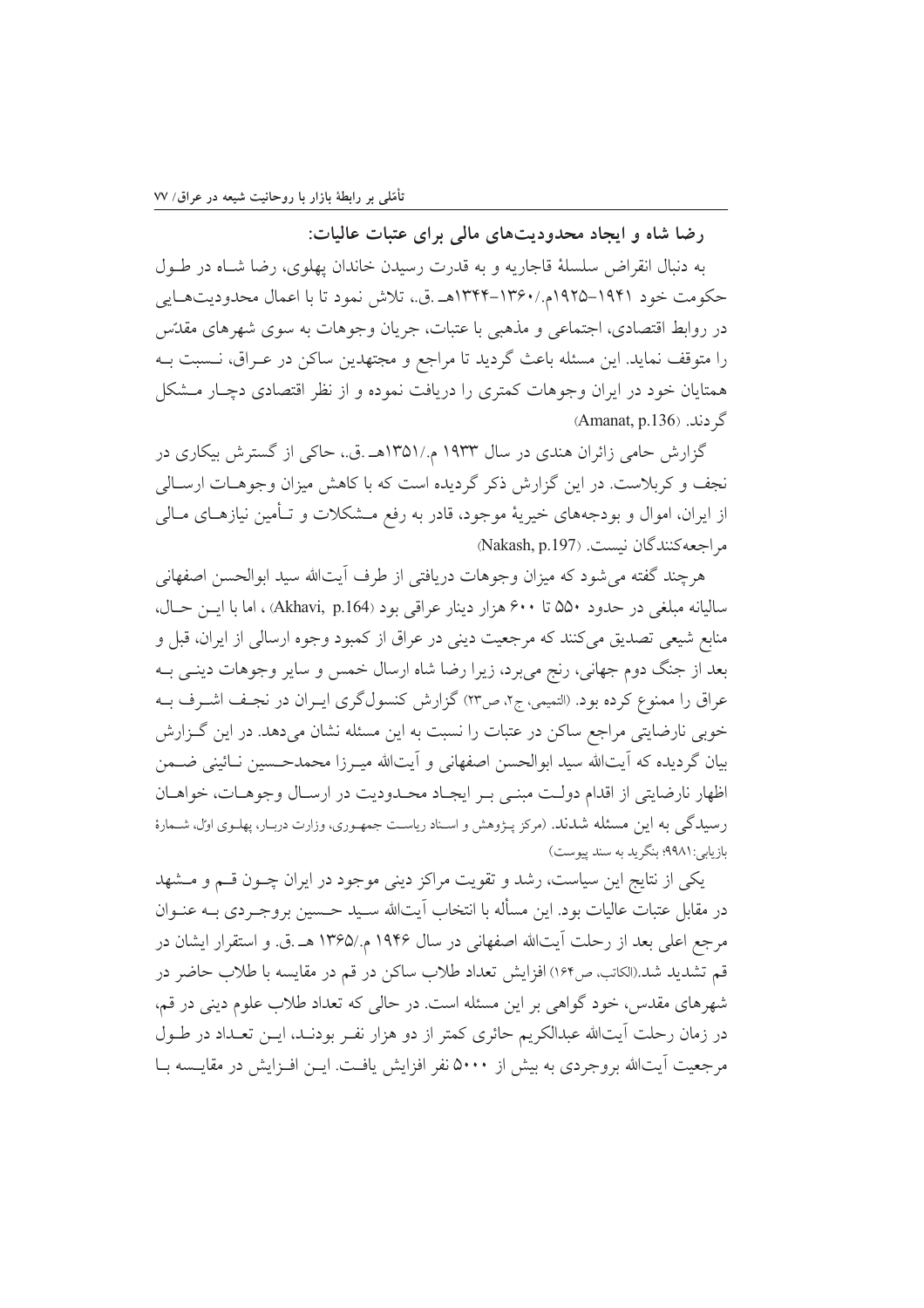## رضا شاه و ایجاد محدودیت‌های مالی برای عتبات عالیات:

به دنبال انقراض سلسلهٔ قاجاریه و به قدرت رسیدن خاندان پهلوی، رضا شـاه در طـول حکومت خود ۱۹۴۱–۱۹۲۵م./۱۳۶۰–۱۳۴۴هـ.ق.، تلاش نمود تا با اعمال محدودیت‌هـایی در روابط اقتصادی، اجتماعی و مذهبی با عتبات، جریان وجوهات به سوی شهرهای مقدّس را متوقف نماید. این مسئله باعث گردید تا مراجع و مجتهدین ساکن در عـراق، نـسبت بـه همتایان خود در ایران وجوهات کمتری را دریافت نموده و از نظر اقتصادی دچـار مـشکل گردند. (Amanat, p.136)

گزارش حامی زائران هندی در سال ۱۹۳۳ م./۱۳۵۱هـ.ق.، حاکی از گسترش بیکاری در نجف و کربلاست. در این گزارش ذکر گردیده است که با کاهش میزان وجوهـات ارسـالی از ایران، اموال و بودجه‌های خیریهٔ موجود، قادر به رفع مـشکلات و تـأمین نیازهـای مـالی مراجعه‌کنندگان نیست. (Nakash, p.197)

هرچند گفته می‌شود که میزان وجوهات دریافتی از طرف آیت‌الله سید ابوالحسن اصفهانی سالیانه مبلغی در حدود ۵۵۰ تا ۶۰۰ هزار دینار عراقی بود (Akhavi, p.164)، اما با ایـن حـال، منابع شیعی تصدیق می‌کنند که مرجعیت دینی در عراق از کمبود وجوه ارسالی از ایران، قبل و بعد از جنگ دوم جهانی، رنج می‌برد، زیرا رضا شاه ارسال خمس و سایر وجوهات دینـی بـه عراق را ممنوع کرده بود. (التمیمی، ج۲، ص۲۳) گزارش کنسولگری ایـران در نجـف اشـرف بـه خوبی نارضایتی مراجع ساکن در عتبات را نسبت به این مسئله نشان می‌دهد. در این گـزارش بیان گردیده که آیت‌الله سید ابوالحسن اصفهانی و آیت‌الله میـرزا محمدحـسین نـائینی ضـمن اظهار نارضایتی از اقدام دولـت مبنـی بـر ایجـاد محـدودیت در ارسـال وجوهـات، خواهـان رسیدگی به این مسئله شدند. (مرکز پـژوهش و اسـناد ریاسـت جمهـوری، وزارت دربـار، پهلـوی اول، شـمارهٔ بازیابی:۹۹۸۱؛ بنگرید به سند پیوست)

یکی از نتایج این سیاست، رشد و تقویت مراکز دینی موجود در ایران چـون قـم و مـشهد در مقابل عتبات عالیات بود. این مسأله با انتخاب آیت‌الله سـید حـسین بروجـردی بـه عنـوان مرجع اعلی بعد از رحلت آیت‌الله اصفهانی در سال ۱۹۴۶ م./۱۳۶۵ هـ.ق. و استقرار ایشان در قم تشدید شد.(الکاتب، ص۱۶۴) افزایش تعداد طلاب ساکن در قم در مقایسه با طلاب حاضر در شهرهای مقدس، خود گواهی بر این مسئله است. در حالی که تعداد طلاب علوم دینی در قم، در زمان رحلت آیت‌الله عبدالکریم حائری کمتر از دو هزار نفـر بودنـد، ایـن تعـداد در طـول مرجعیت آیت‌الله بروجردی به بیش از ۵۰۰۰ نفر افزایش یافـت. ایـن افـزایش در مقایـسه بـا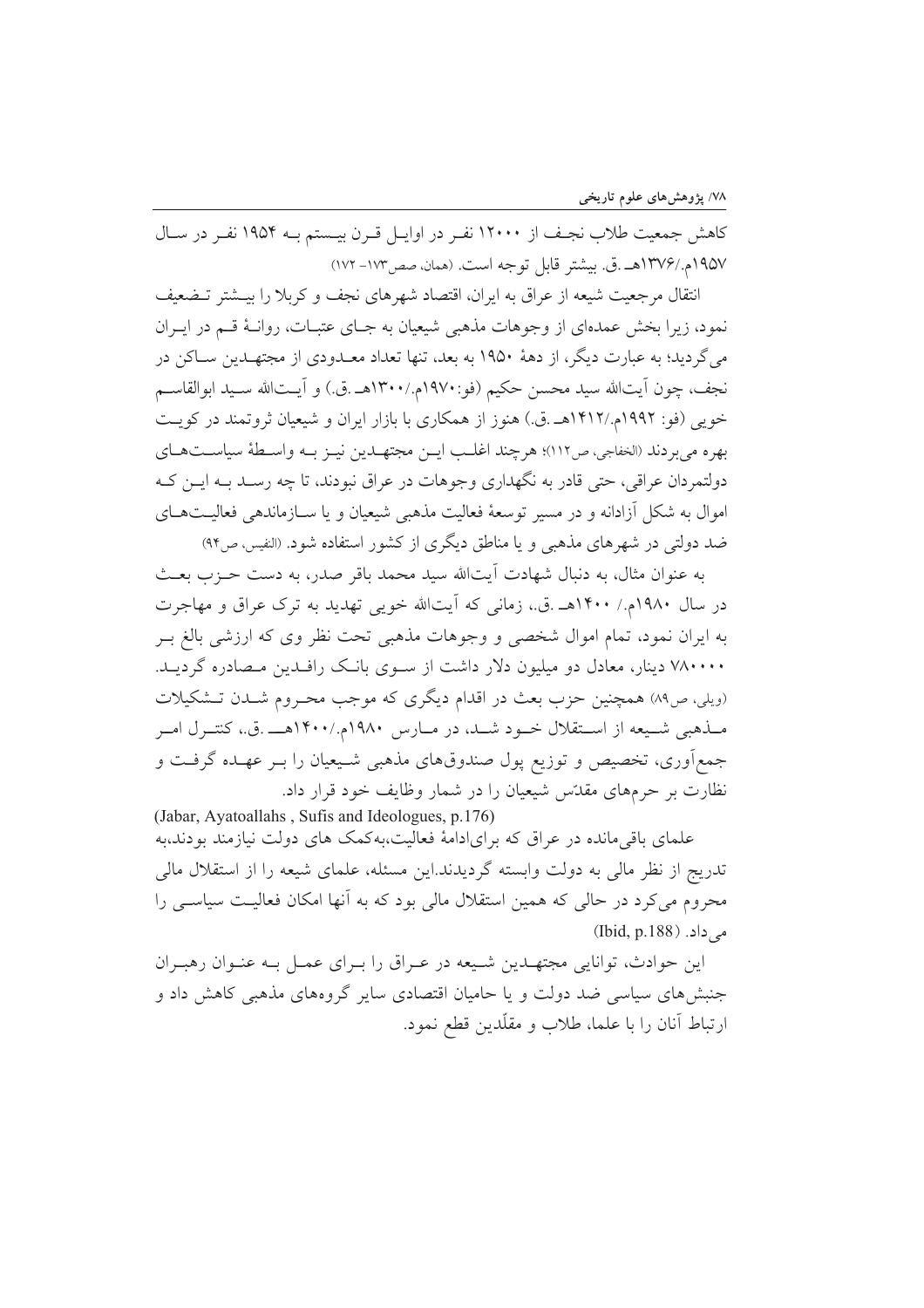کاهش جمعیت طلاب نجف از ۱۲۰۰۰ نفر در اوایل قرن بیستم به ۱۹۵۴ نفر در سال ۱۹۵۷م./۱۳۷۶هـ.ق. بیشتر قابل توجه است. (همان، صص۱۷۳- ۱۷۲)

انتقال مرجعیت شیعه از عراق به ایران، اقتصاد شهرهای نجف و کربلا را بیشتر تضعیف نمود، زیرا بخش عمده‌ای از وجوهات مذهبی شیعیان به جای عتبات، روانهٔ قم در ایران می‌گردید؛ به عبارت دیگر، از دههٔ ۱۹۵۰ به بعد، تنها تعداد معدودی از مجتهدین ساکن در نجف، چون آیت‌الله سید محسن حکیم (فو:۱۹۷۰م./۱۳۰۰هـ.ق.) و آیت‌الله سید ابوالقاسم خویی (فو: ۱۹۹۲م./۱۴۱۲هـ.ق.) هنوز از همکاری با بازار ایران و شیعیان ثروتمند در کویت بهره می‌بردند (الخفاجی، ص۱۱۲)؛ هرچند اغلب این مجتهدین نیز به واسطهٔ سیاست‌های دولتمردان عراقی، حتی قادر به نگهداری وجوهات در عراق نبودند، تا چه رسد به این که اموال به شکل آزادانه و در مسیر توسعهٔ فعالیت مذهبی شیعیان و یا سازماندهی فعالیت‌های ضد دولتی در شهرهای مذهبی و یا مناطق دیگری از کشور استفاده شود. (النفیس، ص۹۴)

به عنوان مثال، به دنبال شهادت آیت‌الله سید محمد باقر صدر، به دست حزب بعث در سال ۱۹۸۰م./ ۱۴۰۰هـ.ق.، زمانی که آیت‌الله خویی تهدید به ترک عراق و مهاجرت به ایران نمود، تمام اموال شخصی و وجوهات مذهبی تحت نظر وی که ارزشی بالغ بر ۷۸۰۰۰۰ دینار، معادل دو میلیون دلار داشت از سوی بانک رافدین مصادره گردید. (ویلی، ص۸۹) همچنین حزب بعث در اقدام دیگری که موجب محروم شدن تشکیلات مذهبی شیعه از استقلال خود شد، در مارس ۱۹۸۰م./۱۴۰۰هـ.ق.، کنترل امر جمع‌آوری، تخصیص و توزیع پول صندوق‌های مذهبی شیعیان را بر عهده گرفت و نظارت بر حرم‌های مقدّس شیعیان را در شمار وظایف خود قرار داد.
(Jabar, Ayatoallahs , Sufis and Ideologues, p.176)

علمای باقی‌مانده در عراق که برای‌ادامهٔ فعالیت،به‌کمک های دولت نیازمند بودند،به تدریج از نظر مالی به دولت وابسته گردیدند.این مسئله، علمای شیعه را از استقلال مالی محروم می‌کرد در حالی که همین استقلال مالی بود که به آنها امکان فعالیت سیاسی را می‌داد. (Ibid, p.188)

این حوادث، توانایی مجتهدین شیعه در عراق را برای عمل به عنوان رهبران جنبش‌های سیاسی ضد دولت و یا حامیان اقتصادی سایر گروه‌های مذهبی کاهش داد و ارتباط آنان را با علما، طلاب و مقلّدین قطع نمود.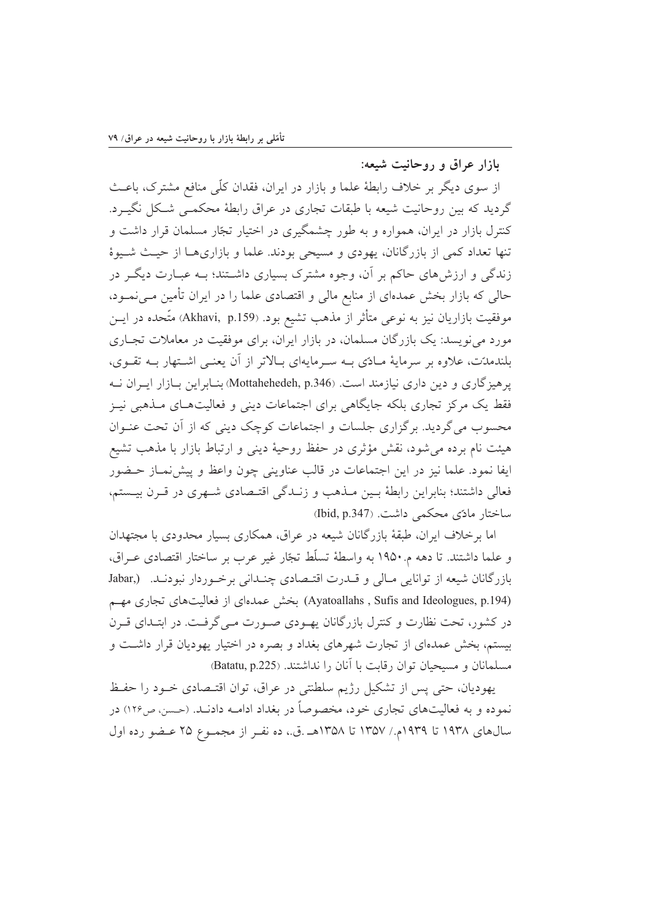## بازار عراق و روحانیت شیعه:

از سوی دیگر بر خلاف رابطهٔ علما و بازار در ایران، فقدان کلّی منافع مشترک، باعث گردید که بین روحانیت شیعه با طبقات تجاری در عراق رابطهٔ محکمی شکل نگیرد. کنترل بازار در ایران، همواره و به طور چشمگیری در اختیار تجّار مسلمان قرار داشت و تنها تعداد کمی از بازرگانان، یهودی و مسیحی بودند. علما و بازاری‌ها از حیث شیوهٔ زندگی و ارزش‌های حاکم بر آن، وجوه مشترک بسیاری داشتند؛ به عبارت دیگر در حالی که بازار بخش عمده‌ای از منابع مالی و اقتصادی علما را در ایران تأمین می‌نمود، موفقیت بازاریان نیز به نوعی متأثر از مذهب تشیع بود. (Akhavi, p.159) متّحده در این مورد می‌نویسد: یک بازرگان مسلمان، در بازار ایران، برای موفقیت در معاملات تجاری بلندمدّت، علاوه بر سرمایهٔ مادّی به سرمایه‌ای بالاتر از آن یعنی اشتهار به تقوی، پرهیزگاری و دین داری نیازمند است. (Mottahehedeh, p.346) بنابراین بازار ایران نه فقط یک مرکز تجاری بلکه جایگاهی برای اجتماعات دینی و فعالیت‌های مذهبی نیز محسوب می‌گردید. برگزاری جلسات و اجتماعات کوچک دینی که از آن تحت عنوان هیئت نام برده می‌شود، نقش مؤثری در حفظ روحیهٔ دینی و ارتباط بازار با مذهب تشیع ایفا نمود. علما نیز در این اجتماعات در قالب عناوینی چون واعظ و پیش‌نماز حضور فعالی داشتند؛ بنابراین رابطهٔ بین مذهب و زندگی اقتصادی شهری در قرن بیستم، ساختار مادّی محکمی داشت. (Ibid, p.347)

اما برخلاف ایران، طبقهٔ بازرگانان شیعه در عراق، همکاری بسیار محدودی با مجتهدان و علما داشتند. تا دهه م.۱۹۵۰ به واسطهٔ تسلّط تجّار غیر عرب بر ساختار اقتصادی عراق، بازرگانان شیعه از توانایی مالی و قدرت اقتصادی چندانی برخوردار نبودند. (Jabar, Ayatoallahs , Sufis and Ideologues, p.194) بخش عمده‌ای از فعالیت‌های تجاری مهم در کشور، تحت نظارت و کنترل بازرگانان یهودی صورت می‌گرفت. در ابتدای قرن بیستم، بخش عمده‌ای از تجارت شهرهای بغداد و بصره در اختیار یهودیان قرار داشت و مسلمانان و مسیحیان توان رقابت با آنان را نداشتند. (Batatu, p.225)

یهودیان، حتی پس از تشکیل رژیم سلطنتی در عراق، توان اقتصادی خود را حفظ نموده و به فعالیت‌های تجاری خود، مخصوصاً در بغداد ادامه دادند. (حسن، ص۱۲۶) در سال‌های ۱۹۳۸ تا ۱۹۳۹م./ ۱۳۵۷ تا ۱۳۵۸هـ.ق.، ده نفر از مجموع ۲۵ عضو رده اول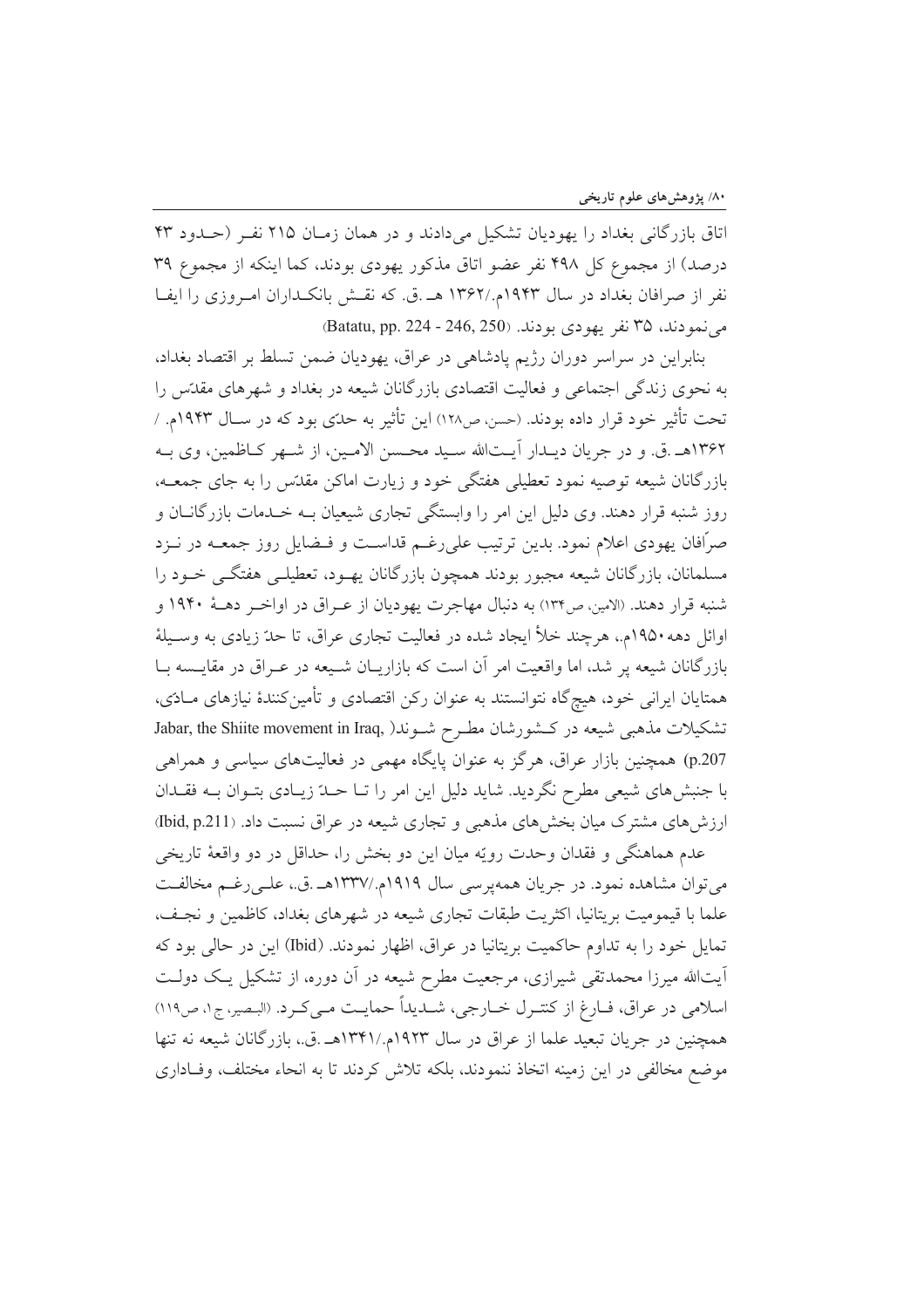اتاق بازرگانی بغداد را یهودیان تشکیل می‌دادند و در همان زمـان ۲۱۵ نفـر (حـدود ۴۳ درصد) از مجموع کل ۴۹۸ نفر عضو اتاق مذکور یهودی بودند، کما اینکه از مجموع ۳۹ نفر از صرافان بغداد در سال ۱۹۴۳م./۱۳۶۲ هـ.ق. که نقـش بانکـداران امـروزی را ایفـا می‌نمودند، ۳۵ نفر یهودی بودند. (Batatu, pp. 224 - 246, 250)

بنابراین در سراسر دوران رژیم پادشاهی در عراق، یهودیان ضمن تسلط بر اقتصاد بغداد، به نحوی زندگی اجتماعی و فعالیت اقتصادی بازرگانان شیعه در بغداد و شهرهای مقدّس را تحت تأثیر خود قرار داده بودند. (حسن، ص۱۲۸) این تأثیر به حدّی بود که در سـال ۱۹۴۳م. / ۱۳۶۲هـ.ق. و در جریان دیـدار آیـت‌الله سـید محسـن الامـین، از شـهر کـاظمین، وی بـه بازرگانان شیعه توصیه نمود تعطیلی هفتگی خود و زیارت اماکن مقدّس را به جای جمعـه، روز شنبه قرار دهند. وی دلیل این امر را وابستگی تجاری شیعیان بـه خـدمات بازرگانـان و صرّافان یهودی اعلام نمود. بدین ترتیب علی‌رغـم قداسـت و فـضایل روز جمعـه در نـزد مسلمانان، بازرگانان شیعه مجبور بودند همچون بازرگانان یهـود، تعطیلـی هفتگـی خـود را شنبه قرار دهند. (الامین، ص۱۳۴) به دنبال مهاجرت یهودیان از عـراق در اواخـر دهـهٔ ۱۹۴۰ و اوائل دهه ۱۹۵۰م.، هرچند خلأ ایجاد شده در فعالیت تجاری عراق، تا حدّ زیادی به وسـیلهٔ بازرگانان شیعه پر شد، اما واقعیت امر آن است که بازاریـان شـیعه در عـراق در مقایـسه بـا همتایان ایرانی خود، هیچ‌گاه نتوانستند به عنوان رکن اقتصادی و تأمین‌کنندهٔ نیازهای مـادّی، تشکیلات مذهبی شیعه در کـشورشان مطـرح شـوند( Jabar, the Shiite movement in Iraq, p.207) همچنین بازار عراق، هرگز به عنوان پایگاه مهمی در فعالیت‌های سیاسی و همراهی با جنبش‌های شیعی مطرح نگردید. شاید دلیل این امر را تـا حـدّ زیـادی بتـوان بـه فقـدان ارزش‌های مشترک میان بخش‌های مذهبی و تجاری شیعه در عراق نسبت داد. (Ibid, p.211)

عدم هماهنگی و فقدان وحدت رویّه میان این دو بخش را، حداقل در دو واقعهٔ تاریخی می‌توان مشاهده نمود. در جریان همه‌پرسی سال ۱۹۱۹م./۱۳۳۷هـ.ق.، علـی‌رغـم مخالفـت علما با قیمومیت بریتانیا، اکثریت طبقات تجاری شیعه در شهرهای بغداد، کاظمین و نجـف، تمایل خود را به تداوم حاکمیت بریتانیا در عراق، اظهار نمودند. (Ibid) این در حالی بود که آیت‌الله میرزا محمدتقی شیرازی، مرجعیت مطرح شیعه در آن دوره، از تشکیل یـک دولـت اسلامی در عراق، فـارغ از کنتـرل خـارجی، شـدیداً حمایـت مـی‌کـرد. (البصیر، ج۱، ص۱۱۹) همچنین در جریان تبعید علما از عراق در سال ۱۹۲۳م./۱۳۴۱هـ.ق.، بازرگانان شیعه نه تنها موضع مخالفی در این زمینه اتخاذ ننمودند، بلکه تلاش کردند تا به انحاء مختلف، وفـاداری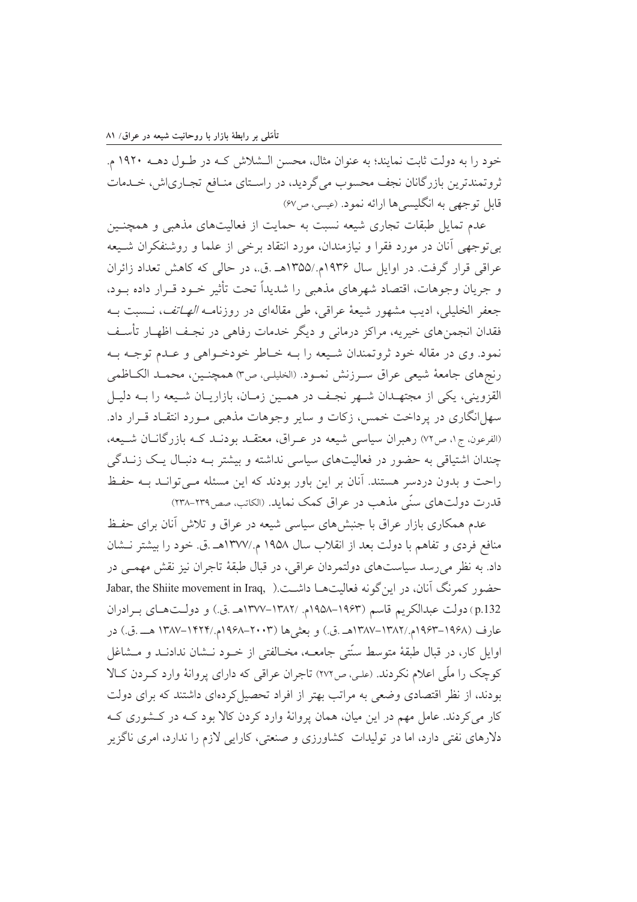خود را به دولت ثابت نمایند؛ به عنوان مثال، محسن الـشلاش کـه در طـول دهـه ۱۹۲۰ م. ثروتمندترین بازرگانان نجف محسوب می‌گردید، در راسـتای منـافع تجـاری‌اش، خـدمات قابل توجهی به انگلیسی‌ها ارائه نمود. (عیسی، ص۶۷)

عدم تمایل طبقات تجاری شیعه نسبت به حمایت از فعالیت‌های مذهبی و همچنـین بی‌توجهی آنان در مورد فقرا و نیازمندان، مورد انتقاد برخی از علما و روشنفکران شـیعه عراقی قرار گرفت. در اوایل سال ۱۹۳۶م./۱۳۵۵هـ .ق.، در حالی که کاهش تعداد زائران و جریان وجوهات، اقتصاد شهرهای مذهبی را شدیداً تحت تأثیر خـود قـرار داده بـود، جعفر الخلیلی، ادیب مشهور شیعهٔ عراقی، طی مقاله‌ای در روزنامـه *الهـاتف*، نـسبت بـه فقدان انجمن‌های خیریه، مراکز درمانی و دیگر خدمات رفاهی در نجـف اظهـار تأسـف نمود. وی در مقاله خود ثروتمندان شـیعه را بـه خـاطر خودخـواهی و عـدم توجـه بـه رنج‌های جامعهٔ شیعی عراق سـرزنش نمـود. (الخلیلی، ص۳) همچنـین، محمـد الکـاظمی القزوینی، یکی از مجتهـدان شـهر نجـف در همـین زمـان، بازاریـان شـیعه را بـه دلیـل سهل‌انگاری در پرداخت خمس، زکات و سایر وجوهات مذهبی مـورد انتقـاد قـرار داد. (الفرعون، ج۱، ص۷۲) رهبران سیاسی شیعه در عـراق، معتقـد بودنـد کـه بازرگانـان شـیعه، چندان اشتیاقی به حضور در فعالیت‌های سیاسی نداشته و بیشتر بـه دنبـال یـک زنـدگی راحت و بدون دردسر هستند. آنان بر این باور بودند که این مسئله مـی‌توانـد بـه حفـظ قدرت دولت‌های سنّی مذهب در عراق کمک نماید. (الکاتب، صص۲۳۹-۲۳۸)

عدم همکاری بازار عراق با جنبش‌های سیاسی شیعه در عراق و تلاش آنان برای حفـظ منافع فردی و تفاهم با دولت بعد از انقلاب سال ۱۹۵۸ م./۱۳۷۷هـ .ق. خود را بیشتر نـشان داد. به نظر می‌رسد سیاست‌های دولتمردان عراقی، در قبال طبقهٔ تاجران نیز نقش مهمـی در حضور کمرنگ آنان، در این‌گونه فعالیت‌هـا داشـت.(Jabar, the Shiite movement in Iraq, p.132) دولت عبدالکریم قاسم (۱۹۶۳-۱۹۵۸م. /۱۳۸۲-۱۳۷۷هـ .ق.) و دولـت‌هـای بـرادران عارف (۱۹۶۸-۱۹۶۳م./۱۳۸۲-۱۳۸۷هـ .ق.) و بعثی‌ها (۲۰۰۳-۱۹۶۸م./۱۴۲۴-۱۳۸۷ هــ .ق.) در اوایل کار، در قبال طبقهٔ متوسط سنّتی جامعـه، مخـالفتی از خـود نـشان ندادنـد و مـشاغل کوچک را ملّی اعلام نکردند. (علی، ص۲۷۲) تاجران عراقی که دارای پروانهٔ وارد کـردن کـالا بودند، از نظر اقتصادی وضعی به مراتب بهتر از افراد تحصیل‌کرده‌ای داشتند که برای دولت کار می‌کردند. عامل مهم در این میان، همان پروانهٔ وارد کردن کالا بود کـه در کـشوری کـه دلارهای نفتی دارد، اما در تولیدات کشاورزی و صنعتی، کارایی لازم را ندارد، امری ناگزیر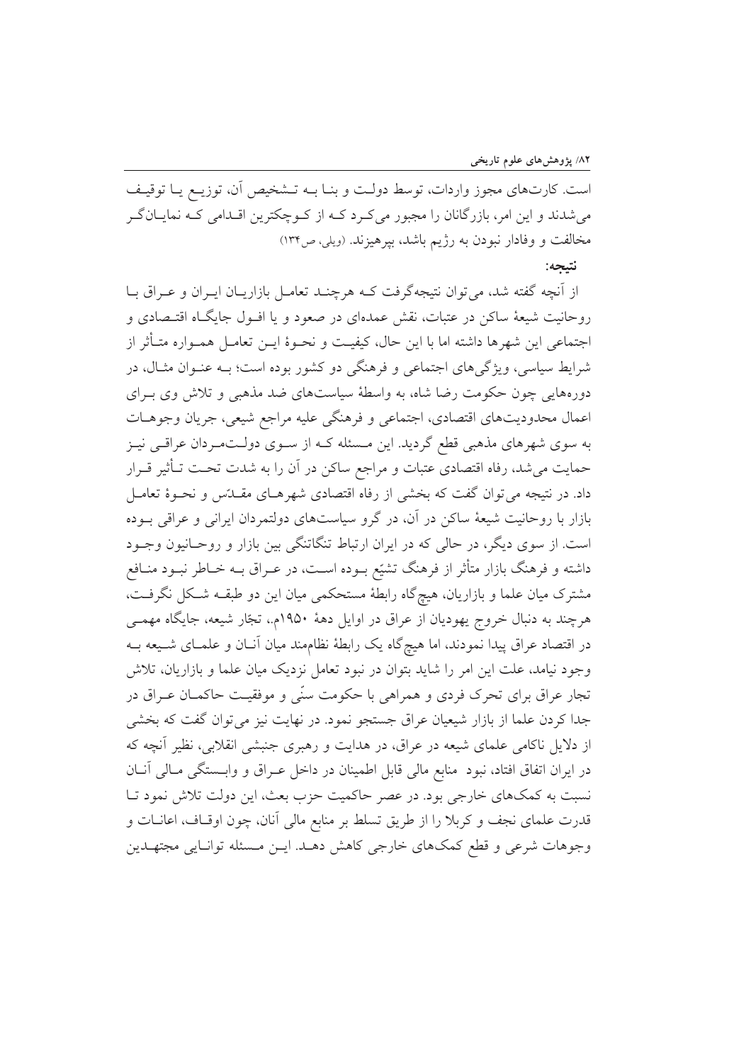است. کارت‌های مجوز واردات، توسط دولت و بنا به تشخیص آن، توزیع یا توقیف می‌شدند و این امر، بازرگانان را مجبور می‌کرد که از کوچکترین اقدامی که نمایانگر مخالفت و وفادار نبودن به رژیم باشد، بپرهیزند. (ویلی، ص۱۳۴)

**نتیجه:**

از آنچه گفته شد، می‌توان نتیجه‌گرفت که هرچند تعامل بازاریان ایران و عراق با روحانیت شیعهٔ ساکن در عتبات، نقش عمده‌ای در صعود و یا افول جایگاه اقتصادی و اجتماعی این شهرها داشته اما با این حال، کیفیت و نحوهٔ این تعامل همواره متأثر از شرایط سیاسی، ویژگی‌های اجتماعی و فرهنگی دو کشور بوده است؛ به عنوان مثال، در دوره‌هایی چون حکومت رضا شاه، به واسطهٔ سیاست‌های ضد مذهبی و تلاش وی برای اعمال محدودیت‌های اقتصادی، اجتماعی و فرهنگی علیه مراجع شیعی، جریان وجوهات به سوی شهرهای مذهبی قطع گردید. این مسئله که از سوی دولت‌مردان عراقی نیز حمایت می‌شد، رفاه اقتصادی عتبات و مراجع ساکن در آن را به شدت تحت تأثیر قرار داد. در نتیجه می‌توان گفت که بخشی از رفاه اقتصادی شهرهای مقدّس و نحوهٔ تعامل بازار با روحانیت شیعهٔ ساکن در آن، در گرو سیاست‌های دولتمردان ایرانی و عراقی بوده است. از سوی دیگر، در حالی که در ایران ارتباط تنگاتنگی بین بازار و روحانیون وجود داشته و فرهنگ بازار متأثر از فرهنگ تشیّع بوده است، در عراق به خاطر نبود منافع مشترک میان علما و بازاریان، هیچ‌گاه رابطهٔ مستحکمی میان این دو طبقه شکل نگرفت، هرچند به دنبال خروج یهودیان از عراق در اوایل دههٔ ۱۹۵۰م.، تجّار شیعه، جایگاه مهمی در اقتصاد عراق پیدا نمودند، اما هیچ‌گاه یک رابطهٔ نظام‌مند میان آنان و علمای شیعه به وجود نیامد، علت این امر را شاید بتوان در نبود تعامل نزدیک میان علما و بازاریان، تلاش تجار عراق برای تحرک فردی و همراهی با حکومت سنّی و موفقیت حاکمان عراق در جدا کردن علما از بازار شیعیان عراق جستجو نمود. در نهایت نیز می‌توان گفت که بخشی از دلایل ناکامی علمای شیعه در عراق، در هدایت و رهبری جنبشی انقلابی، نظیر آنچه که در ایران اتفاق افتاد، نبود منابع مالی قابل اطمینان در داخل عراق و وابستگی مالی آنان نسبت به کمک‌های خارجی بود. در عصر حاکمیت حزب بعث، این دولت تلاش نمود تا قدرت علمای نجف و کربلا را از طریق تسلط بر منابع مالی آنان، چون اوقاف، اعانات و وجوهات شرعی و قطع کمک‌های خارجی کاهش دهد. این مسئله توانایی مجتهدین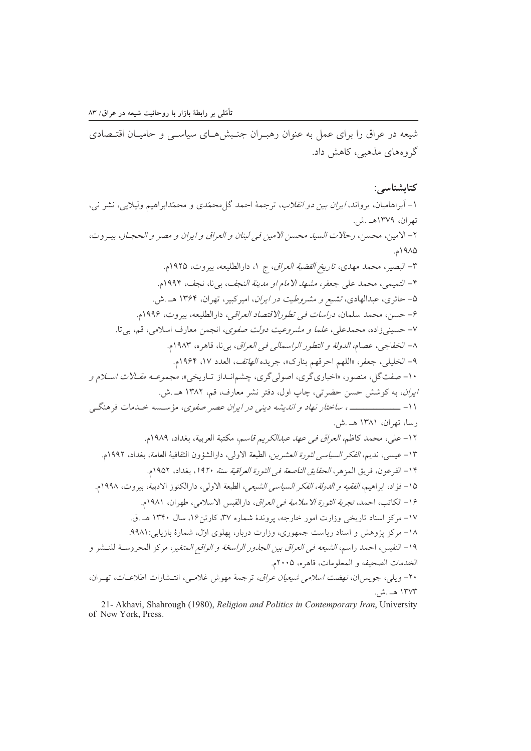شیعه در عراق را برای عمل به عنوان رهبـران جنـبش‌هـای سیاسـی و حامیـان اقتـصادی گروه‌های مذهبی، کاهش داد.

## کتابشناسی:

۱- آبراهامیان، یرواند، *ایران بین دو انقلاب*، ترجمۀ احمد گل‌محمّدی و محمّدابراهیم ولیلایی، نشر نی، تهران، ۱۳۷۹هـ .ش.

۲- الامین، محسن، *رحلات السید محسن الامین فی لبنان و العراق و ایران و مصر و الحجاز*، بیـروت، ۱۹۸۵م.

۳- البصیر، محمد مهدی، *تاریخ القضیة العراق*، ج ۱، دارالطلیعه، بیروت، ۱۹۲۵م.

۴- التمیمی، محمد علی جعفر، *مشهد الامام او مدینة النجف*، بی‌نا، نجف، ۱۹۹۴م.

۵- حائری، عبدالهادی، *تشیع و مشروطیت در ایران*، امیرکبیر، تهران، ۱۳۶۴ هـ .ش.

۶- حسن، محمد سلمان، *دراسات فی تطورالاقتصاد العراقی*، دارالطلیعه، بیروت، ۱۹۹۶م.

۷- حسینی‌زاده، محمدعلی، *علما و مشروعیت دولت صفوی*، انجمن معارف اسلامی، قم، بی‌تا.

۸- الخفاجی، عصام، *الدولة و التطور الراسمالی فی العراق*، بی‌نا، قاهره، ۱۹۸۳م.

۹- الخلیلی، جعفر، «اللهم احرقهم بنارک»، جریده *الهاتف*، العدد ۱۷، ۱۹۶۴م.

۱۰- صفت‌گل، منصور، «اخباری‌گری، اصولی‌گری، چشم‌انـداز تـاریخی»، مجموعـه *مقـالات اسـلام و ایران*، به کوشش حسن حضرتی، چاپ اول، دفتر نشر معارف، قم، ۱۳۸۲ هـ .ش.

۱۱- ـــــــــــــ ، *ساختار نهاد و اندیشه دینی در ایران عصر صفوی*، مؤسـسه خـدمات فرهنگـی رسا، تهران، ۱۳۸۱ هـ .ش.

۱۲- علی، محمد کاظم، *العراق فی عهد عبدالکریم قاسم*، مکتبة العربیة، بغداد، ۱۹۸۹م.

۱۳- عیسی، ندیم، *الفکر السیاسی لثورة العشرین*، الطبعة الاولی، دارالشؤون الثقافیة العامة، بغداد، ۱۹۹۲م.

۱۴- الفرعون، فریق المزهر، *الحقایق الناصعة فی الثورة العراقیة سنة ۱۹۲۰*، بغداد، ۱۹۵۲م.

۱۵- فؤاد، ابراهیم، *الفقیه و الدولة، الفکر السیاسی الشیعی*، الطبعة الاولی، دارالکنوز الادبیة، بیروت، ۱۹۹۸م.

۱۶- الکاتب، احمد، *تجربة الثورة الاسلامیة فی العراق*، دارالقبس الاسلامی، طهران، ۱۹۸۱م.

۱۷- مرکز اسناد تاریخی وزارت امور خارجه، پروندۀ شماره ۳۷، کارتن۱۶، سال ۱۳۴۰ هـ .ق.

۱۸- مرکز پژوهش و اسناد ریاست جمهوری، وزارت دربار، پهلوی اول، شمارۀ بازیابی:۹۹۸۱.

۱۹- النفیس، احمد راسم، *الشیعه فی العراق بین الجذور الراسخة و الواقع المتغیر*، مرکز المحروسـة للنـشر و الخدمات الصحیفه و المعلومات، قاهره، ۲۰۰۵م.

۲۰- ویلی، جویس‌ان، *نهضت اسلامی شیعیان عراق*، ترجمۀ مهوش غلامـی، انتـشارات اطلاعـات، تهـران، ۱۳۷۳ هـ .ش.

21- Akhavi, Shahrough (1980), *Religion and Politics in Contemporary Iran*, University of New York, Press.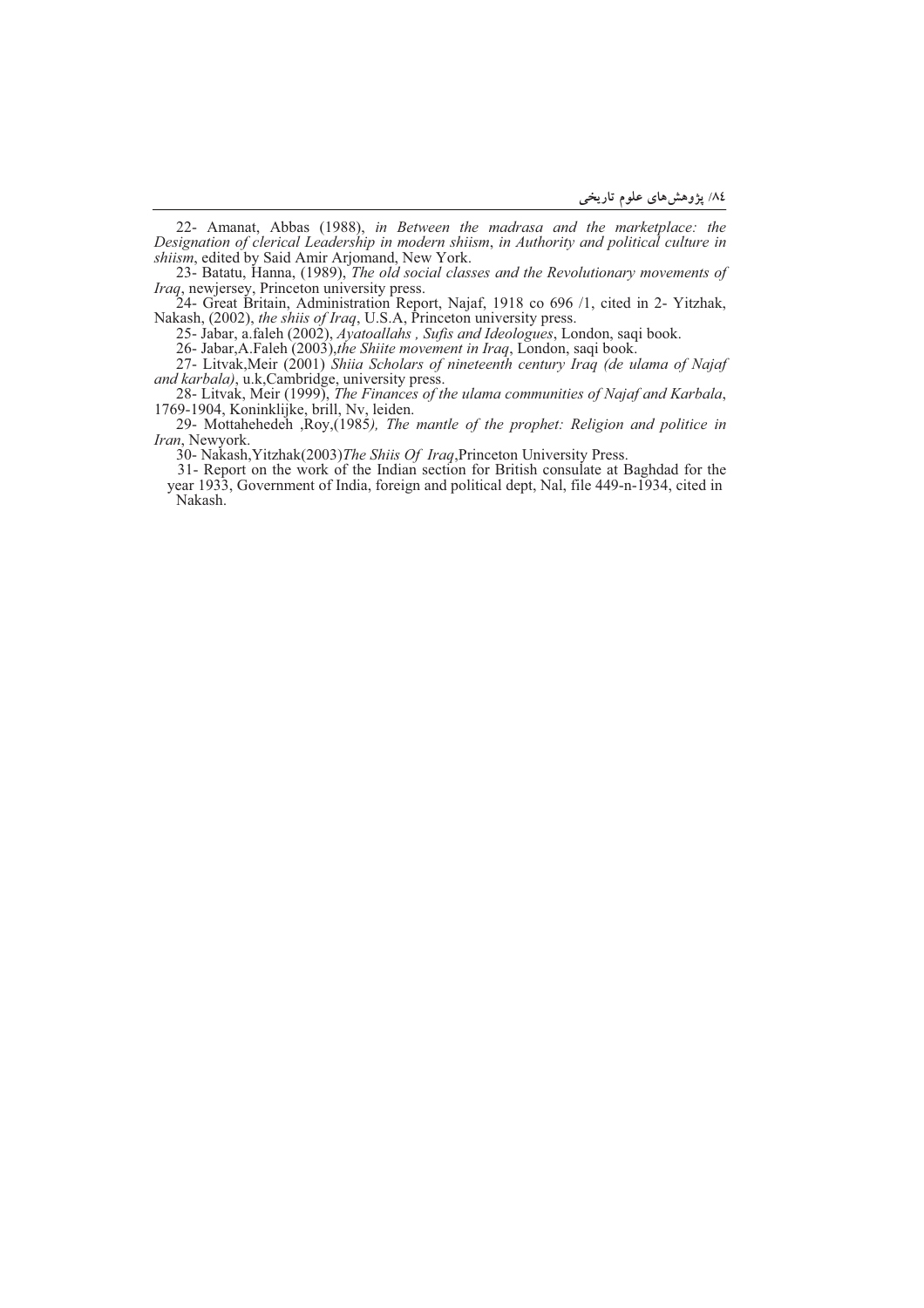22- Amanat, Abbas (1988), *in Between the madrasa and the marketplace: the Designation of clerical Leadership in modern shiism*, *in Authority and political culture in shiism*, edited by Said Amir Arjomand, New York.

23- Batatu, Hanna, (1989), *The old social classes and the Revolutionary movements of Iraq*, newjersey, Princeton university press.

24- Great Britain, Administration Report, Najaf, 1918 co 696 /1, cited in 2- Yitzhak, Nakash, (2002), *the shiis of Iraq*, U.S.A, Princeton university press.

25- Jabar, a.faleh (2002), *Ayatoallahs , Sufis and Ideologues*, London, saqi book.

26- Jabar,A.Faleh (2003),*the Shiite movement in Iraq*, London, saqi book.

27- Litvak,Meir (2001) *Shiia Scholars of nineteenth century Iraq (de ulama of Najaf and karbala)*, u.k,Cambridge, university press.

28- Litvak, Meir (1999), *The Finances of the ulama communities of Najaf and Karbala*, 1769-1904, Koninklijke, brill, Nv, leiden.

29- Mottahehedeh ,Roy,(1985*), The mantle of the prophet: Religion and politice in Iran*, Newyork.

30- Nakash,Yitzhak(2003)*The Shiis Of Iraq*,Princeton University Press.

31- Report on the work of the Indian section for British consulate at Baghdad for the year 1933, Government of India, foreign and political dept, Nal, file 449-n-1934, cited in Nakash.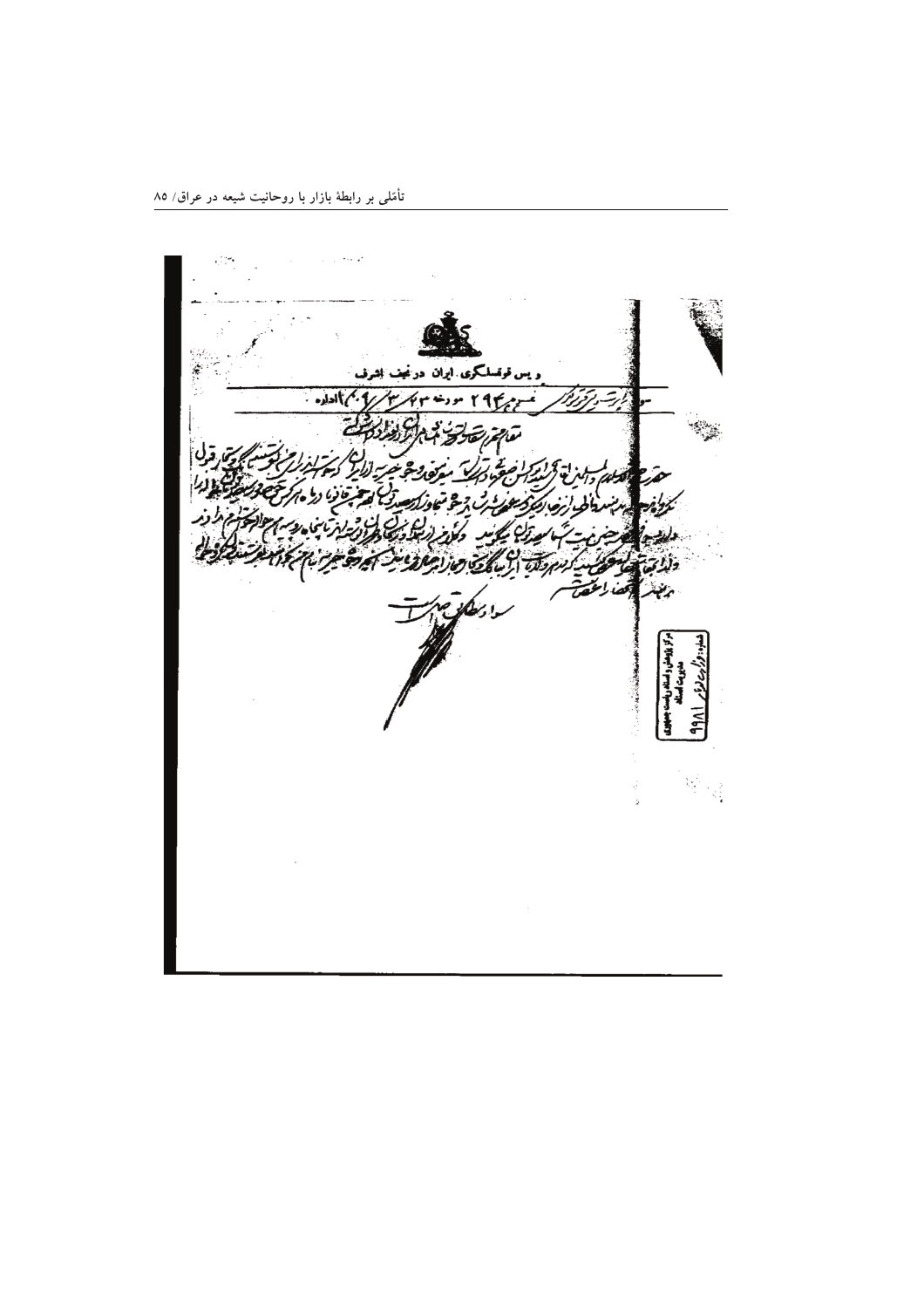ویس قونسلگری ایران در نجف اشرف

نمره ۲۹۴ مورخه ۲۳/۳/۰۹ اداره

مقام محترم سفارت جلیله شاهنشاهی ایران در بغداد

سواد مطابق اصل است

مرکز پژوهش و اسناد ریاست جمهوری
مدیریت اسناد
شماره: وزارت خارجه ۹۹۸۱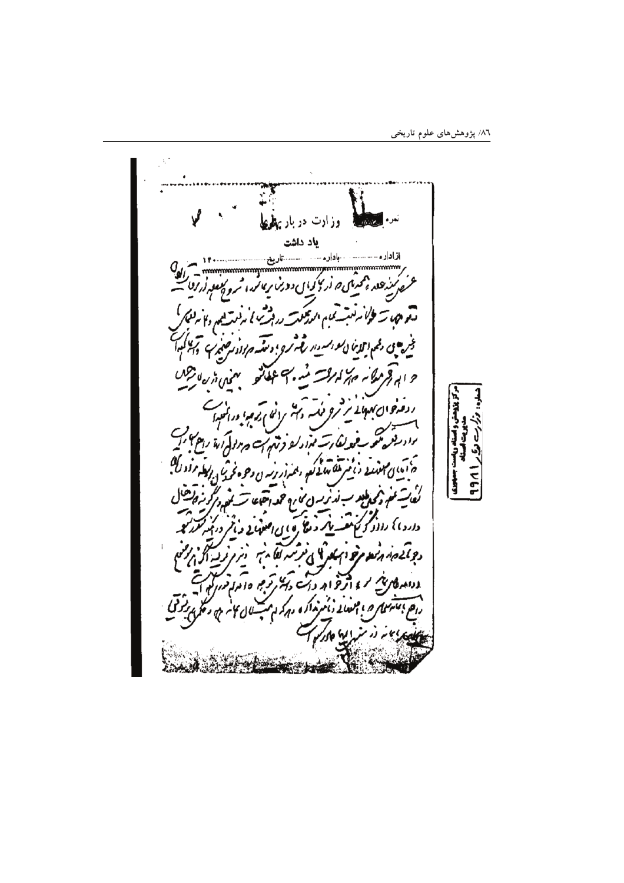نمره ... وزارت دربار پهلوی

**یاد داشت**

از اداره ......... باداره ......... تاریخ ......... ۱۴۰

مرکز پژوهش و اسناد ریاست جمهوری
مدیریت اسناد
شماره: وزارت دربار ۹۹۶۱